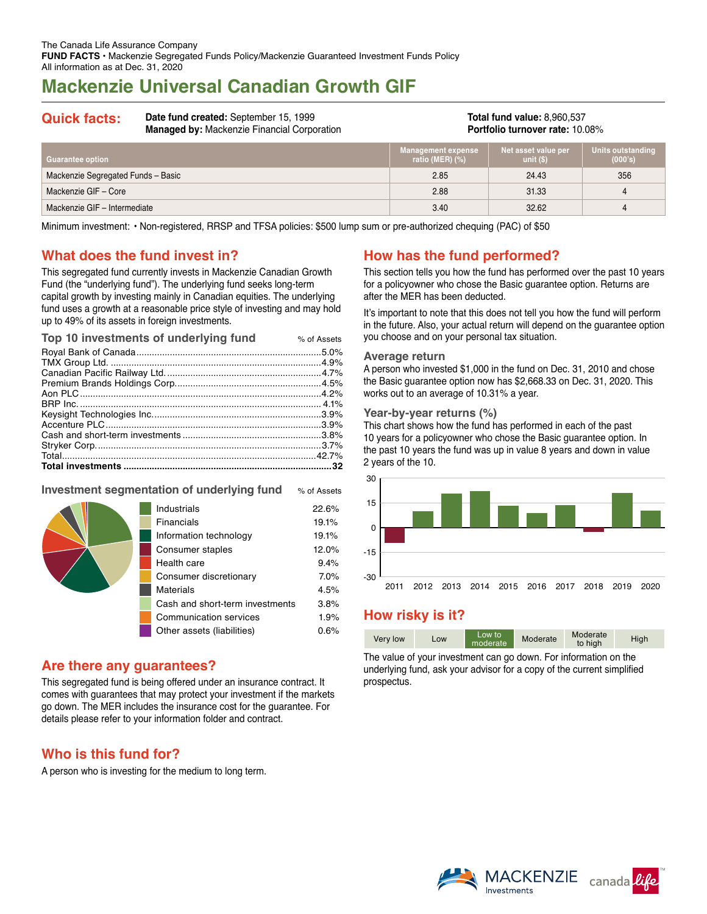The Canada Life Assurance Company
**FUND FACTS** • Mackenzie Segregated Funds Policy/Mackenzie Guaranteed Investment Funds Policy
All information as at Dec. 31, 2020

# Mackenzie Universal Canadian Growth GIF

## Quick facts:

**Date fund created:** September 15, 1999
**Managed by:** Mackenzie Financial Corporation

**Total fund value:** 8,960,537
**Portfolio turnover rate:** 10.08%

| Guarantee option | Management expense ratio (MER) (%) | Net asset value per unit ($) | Units outstanding (000's) |
|---|---|---|---|
| Mackenzie Segregated Funds – Basic | 2.85 | 24.43 | 356 |
| Mackenzie GIF – Core | 2.88 | 31.33 | 4 |
| Mackenzie GIF – Intermediate | 3.40 | 32.62 | 4 |

Minimum investment: • Non-registered, RRSP and TFSA policies: $500 lump sum or pre-authorized chequing (PAC) of $50

## What does the fund invest in?

This segregated fund currently invests in Mackenzie Canadian Growth Fund (the "underlying fund"). The underlying fund seeks long-term capital growth by investing mainly in Canadian equities. The underlying fund uses a growth at a reasonable price style of investing and may hold up to 49% of its assets in foreign investments.

### Top 10 investments of underlying fund

| Investment | % of Assets |
|---|---|
| Royal Bank of Canada | 5.0% |
| TMX Group Ltd. | 4.9% |
| Canadian Pacific Railway Ltd. | 4.7% |
| Premium Brands Holdings Corp. | 4.5% |
| Aon PLC | 4.2% |
| BRP Inc. | 4.1% |
| Keysight Technologies Inc. | 3.9% |
| Accenture PLC | 3.9% |
| Cash and short-term investments | 3.8% |
| Stryker Corp. | 3.7% |
| Total | 42.7% |
| **Total investments** | **32** |

### Investment segmentation of underlying fund

| Segment | % of Assets |
|---|---|
| Industrials | 22.6% |
| Financials | 19.1% |
| Information technology | 19.1% |
| Consumer staples | 12.0% |
| Health care | 9.4% |
| Consumer discretionary | 7.0% |
| Materials | 4.5% |
| Cash and short-term investments | 3.8% |
| Communication services | 1.9% |
| Other assets (liabilities) | 0.6% |

## Are there any guarantees?

This segregated fund is being offered under an insurance contract. It comes with guarantees that may protect your investment if the markets go down. The MER includes the insurance cost for the guarantee. For details please refer to your information folder and contract.

## Who is this fund for?

A person who is investing for the medium to long term.

## How has the fund performed?

This section tells you how the fund has performed over the past 10 years for a policyowner who chose the Basic guarantee option. Returns are after the MER has been deducted.

It's important to note that this does not tell you how the fund will perform in the future. Also, your actual return will depend on the guarantee option you choose and on your personal tax situation.

### Average return

A person who invested $1,000 in the fund on Dec. 31, 2010 and chose the Basic guarantee option now has $2,668.33 on Dec. 31, 2020. This works out to an average of 10.31% a year.

### Year-by-year returns (%)

This chart shows how the fund has performed in each of the past 10 years for a policyowner who chose the Basic guarantee option. In the past 10 years the fund was up in value 8 years and down in value 2 years of the 10.

30
15
0
-15
-30
2011 2012 2013 2014 2015 2016 2017 2018 2019 2020

## How risky is it?

Very low | Low | Low to moderate | Moderate | Moderate to high | High

The value of your investment can go down. For information on the underlying fund, ask your advisor for a copy of the current simplified prospectus.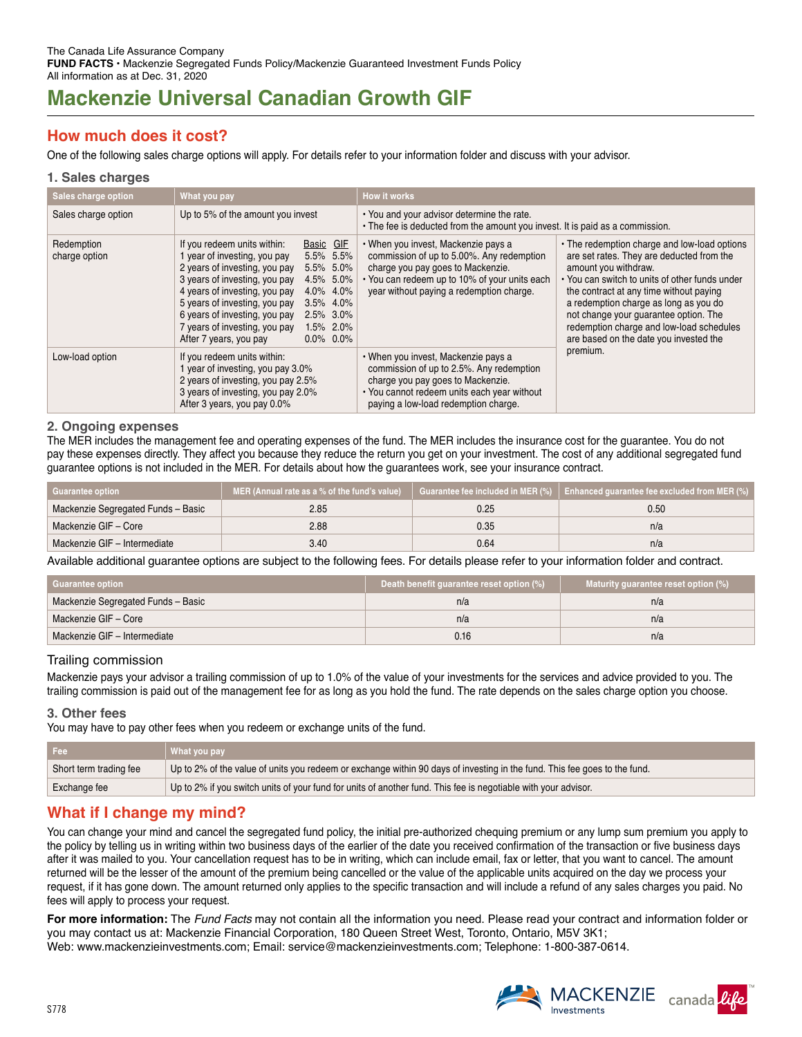The Canada Life Assurance Company
**FUND FACTS** • Mackenzie Segregated Funds Policy/Mackenzie Guaranteed Investment Funds Policy
All information as at Dec. 31, 2020

# Mackenzie Universal Canadian Growth GIF

## How much does it cost?

One of the following sales charge options will apply. For details refer to your information folder and discuss with your advisor.

### 1. Sales charges

| Sales charge option | What you pay | How it works | |
|---|---|---|---|
| Sales charge option | Up to 5% of the amount you invest | • You and your advisor determine the rate.<br>• The fee is deducted from the amount you invest. It is paid as a commission. | |
| Redemption charge option | If you redeem units within: Basic GIF<br>1 year of investing, you pay 5.5% 5.5%<br>2 years of investing, you pay 5.5% 5.0%<br>3 years of investing, you pay 4.5% 5.0%<br>4 years of investing, you pay 4.0% 4.0%<br>5 years of investing, you pay 3.5% 4.0%<br>6 years of investing, you pay 2.5% 3.0%<br>7 years of investing, you pay 1.5% 2.0%<br>After 7 years, you pay 0.0% 0.0% | • When you invest, Mackenzie pays a commission of up to 5.00%. Any redemption charge you pay goes to Mackenzie.<br>• You can redeem up to 10% of your units each year without paying a redemption charge. | • The redemption charge and low-load options are set rates. They are deducted from the amount you withdraw.<br>• You can switch to units of other funds under the contract at any time without paying a redemption charge as long as you do not change your guarantee option. The redemption charge and low-load schedules are based on the date you invested the premium. |
| Low-load option | If you redeem units within:<br>1 year of investing, you pay 3.0%<br>2 years of investing, you pay 2.5%<br>3 years of investing, you pay 2.0%<br>After 3 years, you pay 0.0% | • When you invest, Mackenzie pays a commission of up to 2.5%. Any redemption charge you pay goes to Mackenzie.<br>• You cannot redeem units each year without paying a low-load redemption charge. | |

### 2. Ongoing expenses

The MER includes the management fee and operating expenses of the fund. The MER includes the insurance cost for the guarantee. You do not pay these expenses directly. They affect you because they reduce the return you get on your investment. The cost of any additional segregated fund guarantee options is not included in the MER. For details about how the guarantees work, see your insurance contract.

| Guarantee option | MER (Annual rate as a % of the fund's value) | Guarantee fee included in MER (%) | Enhanced guarantee fee excluded from MER (%) |
|---|---|---|---|
| Mackenzie Segregated Funds – Basic | 2.85 | 0.25 | 0.50 |
| Mackenzie GIF – Core | 2.88 | 0.35 | n/a |
| Mackenzie GIF – Intermediate | 3.40 | 0.64 | n/a |

Available additional guarantee options are subject to the following fees. For details please refer to your information folder and contract.

| Guarantee option | Death benefit guarantee reset option (%) | Maturity guarantee reset option (%) |
|---|---|---|
| Mackenzie Segregated Funds – Basic | n/a | n/a |
| Mackenzie GIF – Core | n/a | n/a |
| Mackenzie GIF – Intermediate | 0.16 | n/a |

#### Trailing commission

Mackenzie pays your advisor a trailing commission of up to 1.0% of the value of your investments for the services and advice provided to you. The trailing commission is paid out of the management fee for as long as you hold the fund. The rate depends on the sales charge option you choose.

### 3. Other fees

You may have to pay other fees when you redeem or exchange units of the fund.

| Fee | What you pay |
|---|---|
| Short term trading fee | Up to 2% of the value of units you redeem or exchange within 90 days of investing in the fund. This fee goes to the fund. |
| Exchange fee | Up to 2% if you switch units of your fund for units of another fund. This fee is negotiable with your advisor. |

## What if I change my mind?

You can change your mind and cancel the segregated fund policy, the initial pre-authorized chequing premium or any lump sum premium you apply to the policy by telling us in writing within two business days of the earlier of the date you received confirmation of the transaction or five business days after it was mailed to you. Your cancellation request has to be in writing, which can include email, fax or letter, that you want to cancel. The amount returned will be the lesser of the amount of the premium being cancelled or the value of the applicable units acquired on the day we process your request, if it has gone down. The amount returned only applies to the specific transaction and will include a refund of any sales charges you paid. No fees will apply to process your request.

**For more information:** The *Fund Facts* may not contain all the information you need. Please read your contract and information folder or you may contact us at: Mackenzie Financial Corporation, 180 Queen Street West, Toronto, Ontario, M5V 3K1;
Web: www.mackenzieinvestments.com; Email: service@mackenzieinvestments.com; Telephone: 1-800-387-0614.

S778